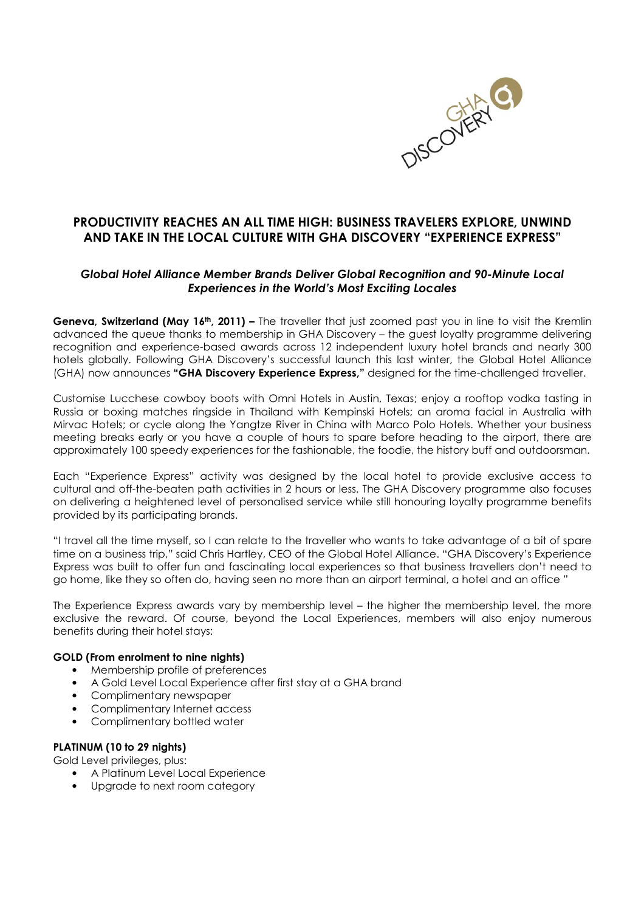# PRODUCTIVITY REACHES AN ALL TIME HIGH: BUSINESS TRAVELERS EXPLORE, UNWIND AND TAKE IN THE LOCAL CULTURE WITH GHA DISCOVERY "EXPERIENCE EXPRESS"

### *Global Hotel Alliance Member Brands Deliver Global Recognition and 90-Minute Local Experiences in the World's Most Exciting Locales*

**Geneva, Switzerland (May 16th, 2011) –** The traveller that just zoomed past you in line to visit the Kremlin advanced the queue thanks to membership in GHA Discovery – the guest loyalty programme delivering recognition and experience-based awards across 12 independent luxury hotel brands and nearly 300 hotels globally. Following GHA Discovery's successful launch this last winter, the Global Hotel Alliance (GHA) now announces **"GHA Discovery Experience Express,"** designed for the time-challenged traveller.

Customise Lucchese cowboy boots with Omni Hotels in Austin, Texas; enjoy a rooftop vodka tasting in Russia or boxing matches ringside in Thailand with Kempinski Hotels; an aroma facial in Australia with Mirvac Hotels; or cycle along the Yangtze River in China with Marco Polo Hotels. Whether your business meeting breaks early or you have a couple of hours to spare before heading to the airport, there are approximately 100 speedy experiences for the fashionable, the foodie, the history buff and outdoorsman.

Each "Experience Express" activity was designed by the local hotel to provide exclusive access to cultural and off-the-beaten path activities in 2 hours or less. The GHA Discovery programme also focuses on delivering a heightened level of personalised service while still honouring loyalty programme benefits provided by its participating brands.

"I travel all the time myself, so I can relate to the traveller who wants to take advantage of a bit of spare time on a business trip," said Chris Hartley, CEO of the Global Hotel Alliance. "GHA Discovery's Experience Express was built to offer fun and fascinating local experiences so that business travellers don't need to go home, like they so often do, having seen no more than an airport terminal, a hotel and an office "

The Experience Express awards vary by membership level – the higher the membership level, the more exclusive the reward. Of course, beyond the Local Experiences, members will also enjoy numerous benefits during their hotel stays:

**GOLD (From enrolment to nine nights)**

- Membership profile of preferences
- A Gold Level Local Experience after first stay at a GHA brand
- Complimentary newspaper
- Complimentary Internet access
- Complimentary bottled water

**PLATINUM (10 to 29 nights)**

Gold Level privileges, plus:

- A Platinum Level Local Experience
- Upgrade to next room category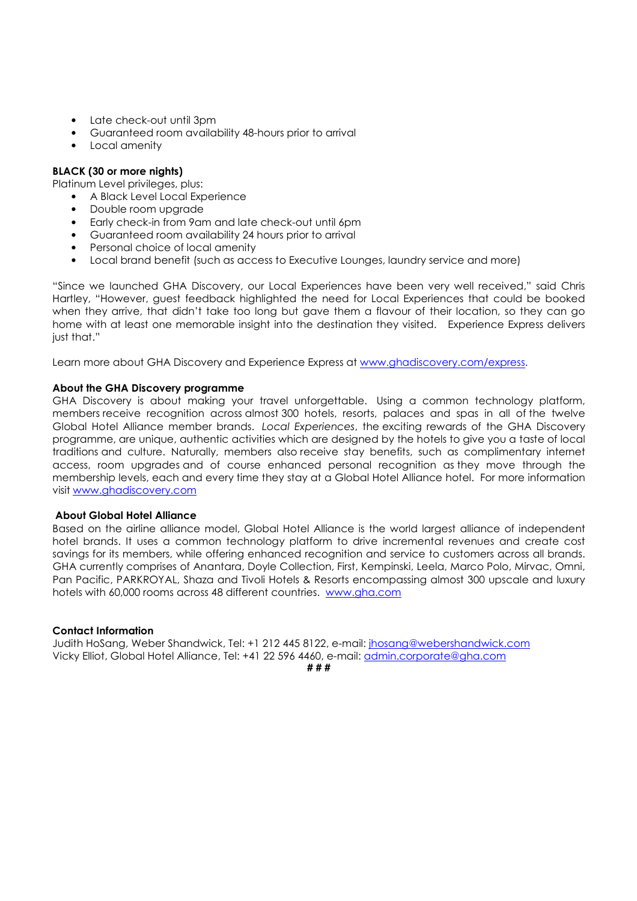- Late check-out until 3pm
- Guaranteed room availability 48-hours prior to arrival
- Local amenity

**BLACK (30 or more nights)**

Platinum Level privileges, plus:

- A Black Level Local Experience
- Double room upgrade
- Early check-in from 9am and late check-out until 6pm
- Guaranteed room availability 24 hours prior to arrival
- Personal choice of local amenity
- Local brand benefit (such as access to Executive Lounges, laundry service and more)

"Since we launched GHA Discovery, our Local Experiences have been very well received," said Chris Hartley, "However, guest feedback highlighted the need for Local Experiences that could be booked when they arrive, that didn't take too long but gave them a flavour of their location, so they can go home with at least one memorable insight into the destination they visited. Experience Express delivers just that."

Learn more about GHA Discovery and Experience Express at www.ghadiscovery.com/express.

**About the GHA Discovery programme**

GHA Discovery is about making your travel unforgettable. Using a common technology platform, members receive recognition across almost 300 hotels, resorts, palaces and spas in all of the twelve Global Hotel Alliance member brands. *Local Experiences*, the exciting rewards of the GHA Discovery programme, are unique, authentic activities which are designed by the hotels to give you a taste of local traditions and culture. Naturally, members also receive stay benefits, such as complimentary internet access, room upgrades and of course enhanced personal recognition as they move through the membership levels, each and every time they stay at a Global Hotel Alliance hotel. For more information visit www.ghadiscovery.com

**About Global Hotel Alliance**

Based on the airline alliance model, Global Hotel Alliance is the world largest alliance of independent hotel brands. It uses a common technology platform to drive incremental revenues and create cost savings for its members, while offering enhanced recognition and service to customers across all brands. GHA currently comprises of Anantara, Doyle Collection, First, Kempinski, Leela, Marco Polo, Mirvac, Omni, Pan Pacific, PARKROYAL, Shaza and Tivoli Hotels & Resorts encompassing almost 300 upscale and luxury hotels with 60,000 rooms across 48 different countries. www.gha.com

**Contact Information**

Judith HoSang, Weber Shandwick, Tel: +1 212 445 8122, e-mail: jhosang@webershandwick.com
Vicky Elliot, Global Hotel Alliance, Tel: +41 22 596 4460, e-mail: admin.corporate@gha.com

# # #